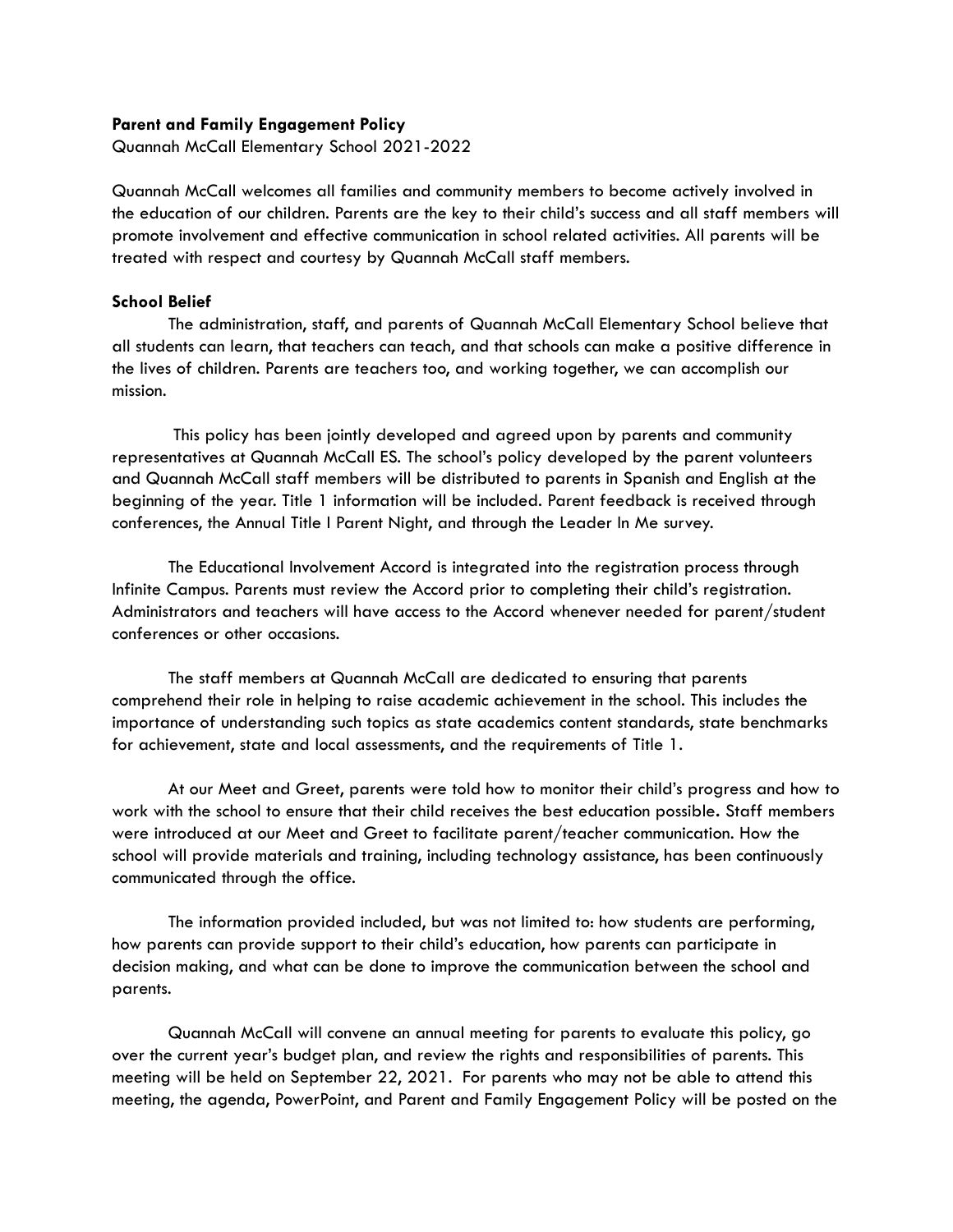**Parent and Family Engagement Policy**

Quannah McCall Elementary School 2021-2022

Quannah McCall welcomes all families and community members to become actively involved in the education of our children. Parents are the key to their child's success and all staff members will promote involvement and effective communication in school related activities. All parents will be treated with respect and courtesy by Quannah McCall staff members.

**School Belief**

The administration, staff, and parents of Quannah McCall Elementary School believe that all students can learn, that teachers can teach, and that schools can make a positive difference in the lives of children. Parents are teachers too, and working together, we can accomplish our mission.

This policy has been jointly developed and agreed upon by parents and community representatives at Quannah McCall ES. The school's policy developed by the parent volunteers and Quannah McCall staff members will be distributed to parents in Spanish and English at the beginning of the year. Title 1 information will be included. Parent feedback is received through conferences, the Annual Title I Parent Night, and through the Leader In Me survey.

The Educational Involvement Accord is integrated into the registration process through Infinite Campus. Parents must review the Accord prior to completing their child's registration. Administrators and teachers will have access to the Accord whenever needed for parent/student conferences or other occasions.

The staff members at Quannah McCall are dedicated to ensuring that parents comprehend their role in helping to raise academic achievement in the school. This includes the importance of understanding such topics as state academics content standards, state benchmarks for achievement, state and local assessments, and the requirements of Title 1.

At our Meet and Greet, parents were told how to monitor their child's progress and how to work with the school to ensure that their child receives the best education possible. Staff members were introduced at our Meet and Greet to facilitate parent/teacher communication. How the school will provide materials and training, including technology assistance, has been continuously communicated through the office.

The information provided included, but was not limited to: how students are performing, how parents can provide support to their child's education, how parents can participate in decision making, and what can be done to improve the communication between the school and parents.

Quannah McCall will convene an annual meeting for parents to evaluate this policy, go over the current year's budget plan, and review the rights and responsibilities of parents. This meeting will be held on September 22, 2021. For parents who may not be able to attend this meeting, the agenda, PowerPoint, and Parent and Family Engagement Policy will be posted on the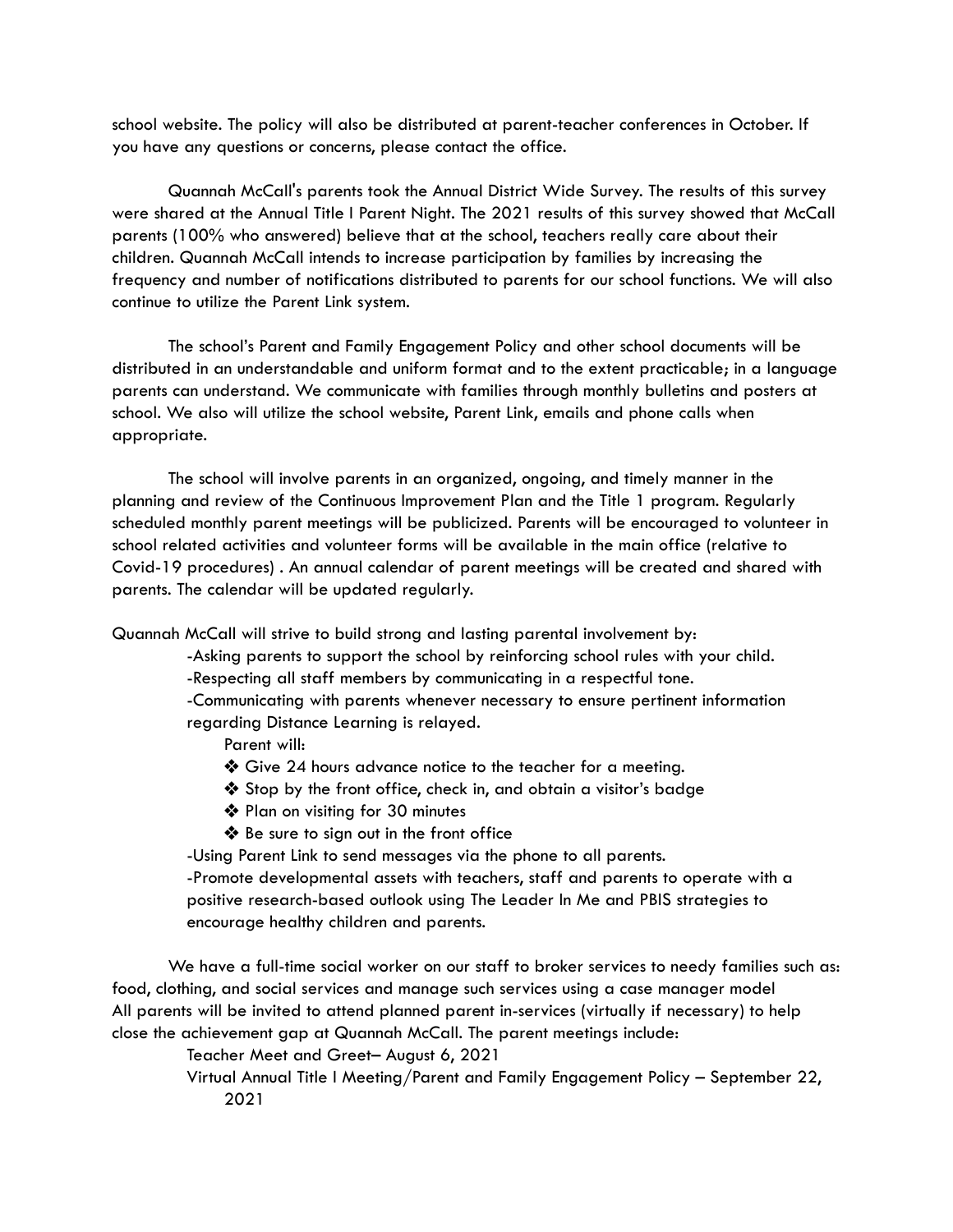school website. The policy will also be distributed at parent-teacher conferences in October. If you have any questions or concerns, please contact the office.

Quannah McCall's parents took the Annual District Wide Survey. The results of this survey were shared at the Annual Title I Parent Night. The 2021 results of this survey showed that McCall parents (100% who answered) believe that at the school, teachers really care about their children. Quannah McCall intends to increase participation by families by increasing the frequency and number of notifications distributed to parents for our school functions. We will also continue to utilize the Parent Link system.

The school's Parent and Family Engagement Policy and other school documents will be distributed in an understandable and uniform format and to the extent practicable; in a language parents can understand. We communicate with families through monthly bulletins and posters at school. We also will utilize the school website, Parent Link, emails and phone calls when appropriate.

The school will involve parents in an organized, ongoing, and timely manner in the planning and review of the Continuous Improvement Plan and the Title 1 program. Regularly scheduled monthly parent meetings will be publicized. Parents will be encouraged to volunteer in school related activities and volunteer forms will be available in the main office (relative to Covid-19 procedures) . An annual calendar of parent meetings will be created and shared with parents. The calendar will be updated regularly.

Quannah McCall will strive to build strong and lasting parental involvement by:

- -Asking parents to support the school by reinforcing school rules with your child.
- -Respecting all staff members by communicating in a respectful tone.
- -Communicating with parents whenever necessary to ensure pertinent information regarding Distance Learning is relayed.

  Parent will:
  - ❖ Give 24 hours advance notice to the teacher for a meeting.
  - ❖ Stop by the front office, check in, and obtain a visitor's badge
  - ❖ Plan on visiting for 30 minutes
  - ❖ Be sure to sign out in the front office
- -Using Parent Link to send messages via the phone to all parents.
- -Promote developmental assets with teachers, staff and parents to operate with a positive research-based outlook using The Leader In Me and PBIS strategies to encourage healthy children and parents.

We have a full-time social worker on our staff to broker services to needy families such as: food, clothing, and social services and manage such services using a case manager model All parents will be invited to attend planned parent in-services (virtually if necessary) to help close the achievement gap at Quannah McCall. The parent meetings include:

Teacher Meet and Greet– August 6, 2021

Virtual Annual Title I Meeting/Parent and Family Engagement Policy – September 22, 2021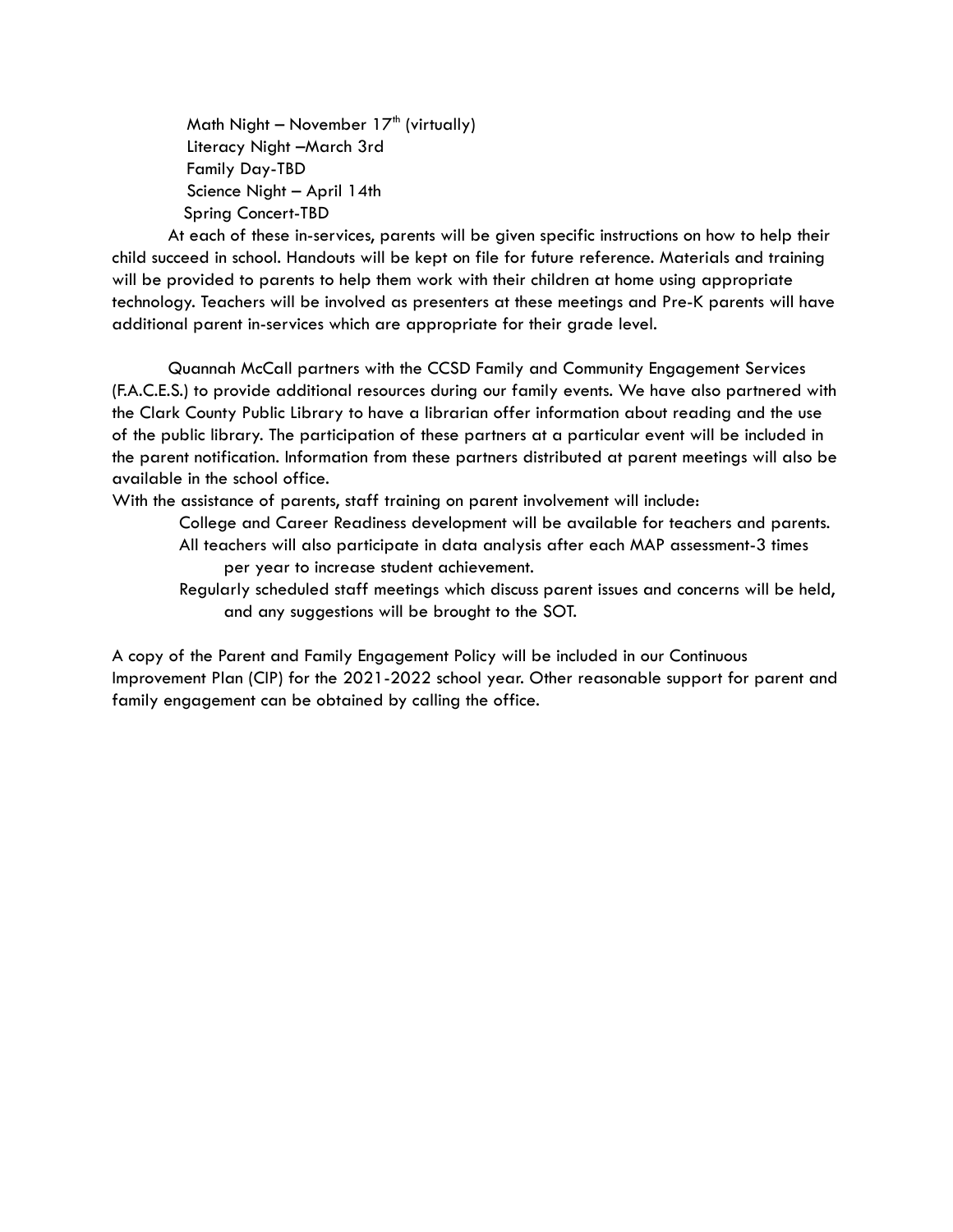Math Night – November 17th (virtually)
Literacy Night –March 3rd
Family Day-TBD
Science Night – April 14th
Spring Concert-TBD

At each of these in-services, parents will be given specific instructions on how to help their child succeed in school. Handouts will be kept on file for future reference. Materials and training will be provided to parents to help them work with their children at home using appropriate technology. Teachers will be involved as presenters at these meetings and Pre-K parents will have additional parent in-services which are appropriate for their grade level.

Quannah McCall partners with the CCSD Family and Community Engagement Services (F.A.C.E.S.) to provide additional resources during our family events. We have also partnered with the Clark County Public Library to have a librarian offer information about reading and the use of the public library. The participation of these partners at a particular event will be included in the parent notification. Information from these partners distributed at parent meetings will also be available in the school office.

With the assistance of parents, staff training on parent involvement will include:

College and Career Readiness development will be available for teachers and parents.
All teachers will also participate in data analysis after each MAP assessment-3 times per year to increase student achievement.
Regularly scheduled staff meetings which discuss parent issues and concerns will be held, and any suggestions will be brought to the SOT.

A copy of the Parent and Family Engagement Policy will be included in our Continuous Improvement Plan (CIP) for the 2021-2022 school year. Other reasonable support for parent and family engagement can be obtained by calling the office.